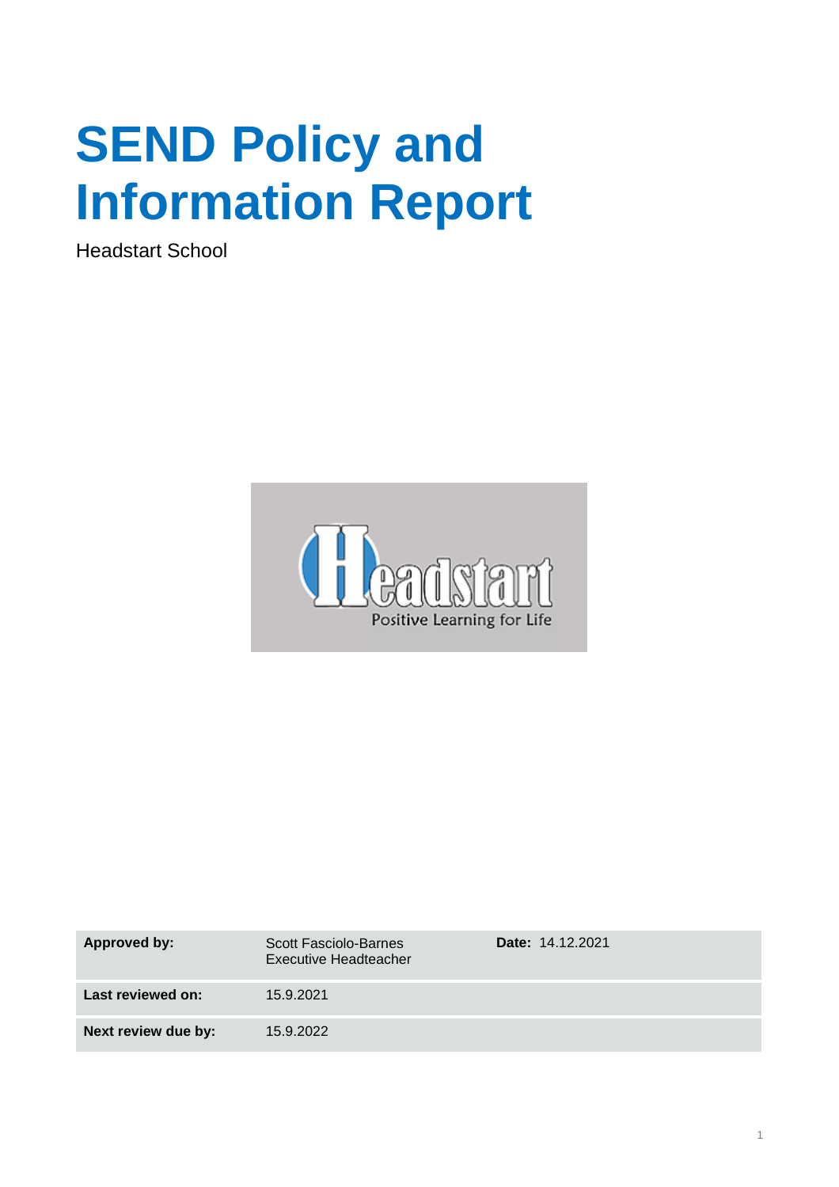# SEND Policy and Information Report

Headstart School

| Approved by: | Scott Fasciolo-Barnes Executive Headteacher | Date: 14.12.2021 |
| --- | --- | --- |
| Last reviewed on: | 15.9.2021 | |
| Next review due by: | 15.9.2022 | |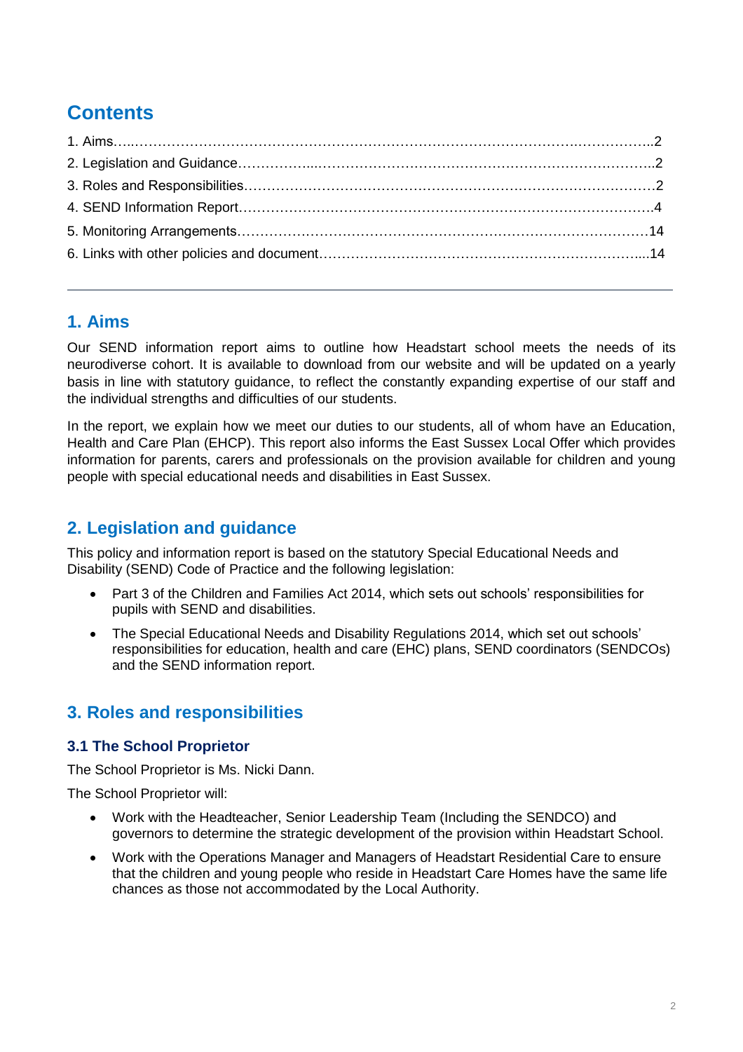## Contents

1. Aims…..………………………………………………………………………………..……………..2
2. Legislation and Guidance……………...…………………………………………………………..2
3. Roles and Responsibilities……………………………………………………………………………2
4. SEND Information Report……………………………………………………………………………4
5. Monitoring Arrangements……………………………………………………………………………14
6. Links with other policies and document……………………………………………………………...14

---

## 1. Aims

Our SEND information report aims to outline how Headstart school meets the needs of its neurodiverse cohort. It is available to download from our website and will be updated on a yearly basis in line with statutory guidance, to reflect the constantly expanding expertise of our staff and the individual strengths and difficulties of our students.

In the report, we explain how we meet our duties to our students, all of whom have an Education, Health and Care Plan (EHCP). This report also informs the East Sussex Local Offer which provides information for parents, carers and professionals on the provision available for children and young people with special educational needs and disabilities in East Sussex.

## 2. Legislation and guidance

This policy and information report is based on the statutory Special Educational Needs and Disability (SEND) Code of Practice and the following legislation:

- Part 3 of the Children and Families Act 2014, which sets out schools' responsibilities for pupils with SEND and disabilities.
- The Special Educational Needs and Disability Regulations 2014, which set out schools' responsibilities for education, health and care (EHC) plans, SEND coordinators (SENDCOs) and the SEND information report.

## 3. Roles and responsibilities

### 3.1 The School Proprietor

The School Proprietor is Ms. Nicki Dann.

The School Proprietor will:

- Work with the Headteacher, Senior Leadership Team (Including the SENDCO) and governors to determine the strategic development of the provision within Headstart School.
- Work with the Operations Manager and Managers of Headstart Residential Care to ensure that the children and young people who reside in Headstart Care Homes have the same life chances as those not accommodated by the Local Authority.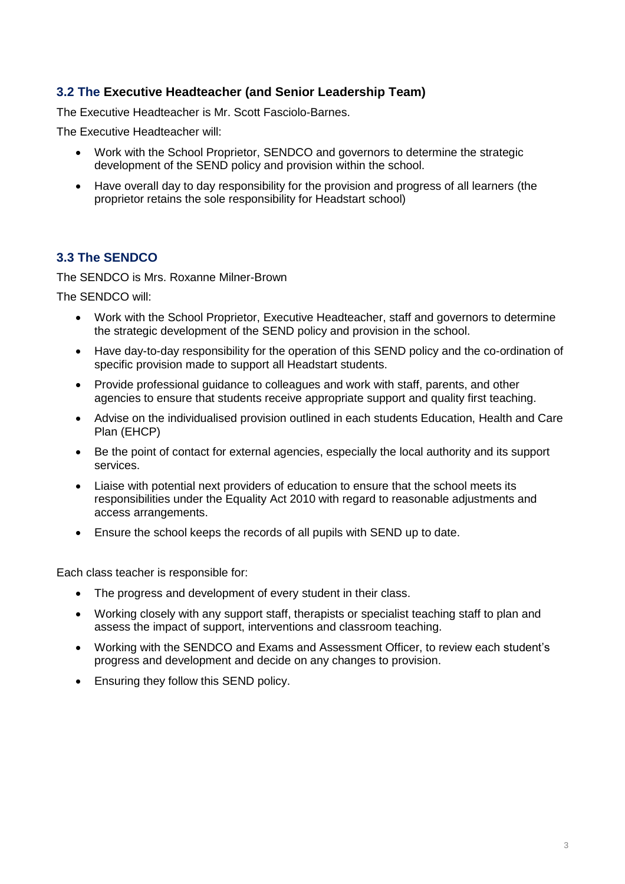### 3.2 The Executive Headteacher (and Senior Leadership Team)

The Executive Headteacher is Mr. Scott Fasciolo-Barnes.

The Executive Headteacher will:

- Work with the School Proprietor, SENDCO and governors to determine the strategic development of the SEND policy and provision within the school.
- Have overall day to day responsibility for the provision and progress of all learners (the proprietor retains the sole responsibility for Headstart school)

### 3.3 The SENDCO

The SENDCO is Mrs. Roxanne Milner-Brown

The SENDCO will:

- Work with the School Proprietor, Executive Headteacher, staff and governors to determine the strategic development of the SEND policy and provision in the school.
- Have day-to-day responsibility for the operation of this SEND policy and the co-ordination of specific provision made to support all Headstart students.
- Provide professional guidance to colleagues and work with staff, parents, and other agencies to ensure that students receive appropriate support and quality first teaching.
- Advise on the individualised provision outlined in each students Education, Health and Care Plan (EHCP)
- Be the point of contact for external agencies, especially the local authority and its support services.
- Liaise with potential next providers of education to ensure that the school meets its responsibilities under the Equality Act 2010 with regard to reasonable adjustments and access arrangements.
- Ensure the school keeps the records of all pupils with SEND up to date.

Each class teacher is responsible for:

- The progress and development of every student in their class.
- Working closely with any support staff, therapists or specialist teaching staff to plan and assess the impact of support, interventions and classroom teaching.
- Working with the SENDCO and Exams and Assessment Officer, to review each student's progress and development and decide on any changes to provision.
- Ensuring they follow this SEND policy.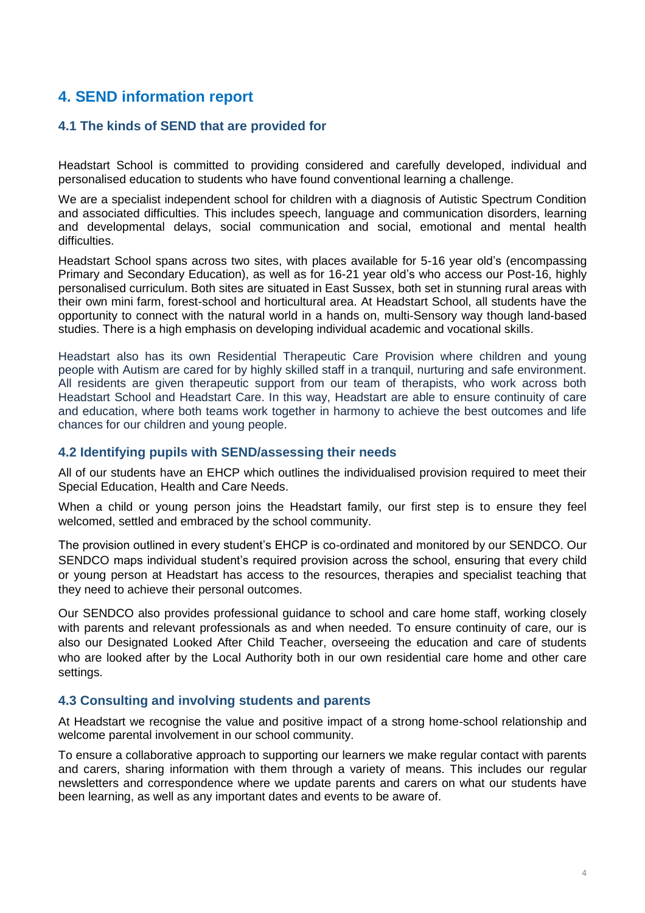## 4. SEND information report

### 4.1 The kinds of SEND that are provided for

Headstart School is committed to providing considered and carefully developed, individual and personalised education to students who have found conventional learning a challenge.

We are a specialist independent school for children with a diagnosis of Autistic Spectrum Condition and associated difficulties. This includes speech, language and communication disorders, learning and developmental delays, social communication and social, emotional and mental health difficulties.

Headstart School spans across two sites, with places available for 5-16 year old's (encompassing Primary and Secondary Education), as well as for 16-21 year old's who access our Post-16, highly personalised curriculum. Both sites are situated in East Sussex, both set in stunning rural areas with their own mini farm, forest-school and horticultural area. At Headstart School, all students have the opportunity to connect with the natural world in a hands on, multi-Sensory way though land-based studies. There is a high emphasis on developing individual academic and vocational skills.

Headstart also has its own Residential Therapeutic Care Provision where children and young people with Autism are cared for by highly skilled staff in a tranquil, nurturing and safe environment. All residents are given therapeutic support from our team of therapists, who work across both Headstart School and Headstart Care. In this way, Headstart are able to ensure continuity of care and education, where both teams work together in harmony to achieve the best outcomes and life chances for our children and young people.

### 4.2 Identifying pupils with SEND/assessing their needs

All of our students have an EHCP which outlines the individualised provision required to meet their Special Education, Health and Care Needs.

When a child or young person joins the Headstart family, our first step is to ensure they feel welcomed, settled and embraced by the school community.

The provision outlined in every student's EHCP is co-ordinated and monitored by our SENDCO. Our SENDCO maps individual student's required provision across the school, ensuring that every child or young person at Headstart has access to the resources, therapies and specialist teaching that they need to achieve their personal outcomes.

Our SENDCO also provides professional guidance to school and care home staff, working closely with parents and relevant professionals as and when needed. To ensure continuity of care, our is also our Designated Looked After Child Teacher, overseeing the education and care of students who are looked after by the Local Authority both in our own residential care home and other care settings.

### 4.3 Consulting and involving students and parents

At Headstart we recognise the value and positive impact of a strong home-school relationship and welcome parental involvement in our school community.

To ensure a collaborative approach to supporting our learners we make regular contact with parents and carers, sharing information with them through a variety of means. This includes our regular newsletters and correspondence where we update parents and carers on what our students have been learning, as well as any important dates and events to be aware of.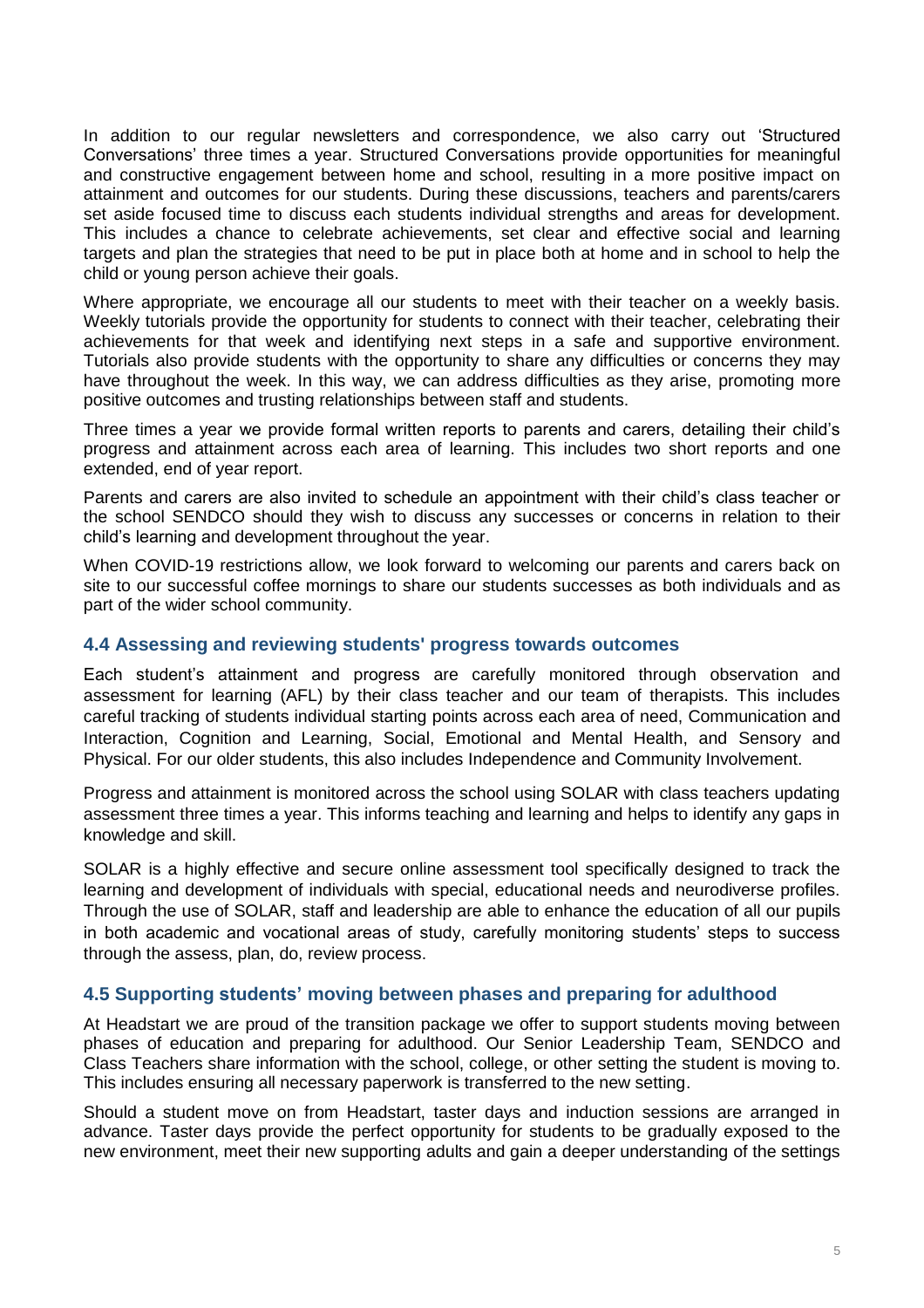In addition to our regular newsletters and correspondence, we also carry out 'Structured Conversations' three times a year. Structured Conversations provide opportunities for meaningful and constructive engagement between home and school, resulting in a more positive impact on attainment and outcomes for our students. During these discussions, teachers and parents/carers set aside focused time to discuss each students individual strengths and areas for development. This includes a chance to celebrate achievements, set clear and effective social and learning targets and plan the strategies that need to be put in place both at home and in school to help the child or young person achieve their goals.

Where appropriate, we encourage all our students to meet with their teacher on a weekly basis. Weekly tutorials provide the opportunity for students to connect with their teacher, celebrating their achievements for that week and identifying next steps in a safe and supportive environment. Tutorials also provide students with the opportunity to share any difficulties or concerns they may have throughout the week. In this way, we can address difficulties as they arise, promoting more positive outcomes and trusting relationships between staff and students.

Three times a year we provide formal written reports to parents and carers, detailing their child's progress and attainment across each area of learning. This includes two short reports and one extended, end of year report.

Parents and carers are also invited to schedule an appointment with their child's class teacher or the school SENDCO should they wish to discuss any successes or concerns in relation to their child's learning and development throughout the year.

When COVID-19 restrictions allow, we look forward to welcoming our parents and carers back on site to our successful coffee mornings to share our students successes as both individuals and as part of the wider school community.

### 4.4 Assessing and reviewing students' progress towards outcomes

Each student's attainment and progress are carefully monitored through observation and assessment for learning (AFL) by their class teacher and our team of therapists. This includes careful tracking of students individual starting points across each area of need, Communication and Interaction, Cognition and Learning, Social, Emotional and Mental Health, and Sensory and Physical. For our older students, this also includes Independence and Community Involvement.

Progress and attainment is monitored across the school using SOLAR with class teachers updating assessment three times a year. This informs teaching and learning and helps to identify any gaps in knowledge and skill.

SOLAR is a highly effective and secure online assessment tool specifically designed to track the learning and development of individuals with special, educational needs and neurodiverse profiles. Through the use of SOLAR, staff and leadership are able to enhance the education of all our pupils in both academic and vocational areas of study, carefully monitoring students' steps to success through the assess, plan, do, review process.

### 4.5 Supporting students' moving between phases and preparing for adulthood

At Headstart we are proud of the transition package we offer to support students moving between phases of education and preparing for adulthood. Our Senior Leadership Team, SENDCO and Class Teachers share information with the school, college, or other setting the student is moving to. This includes ensuring all necessary paperwork is transferred to the new setting.

Should a student move on from Headstart, taster days and induction sessions are arranged in advance. Taster days provide the perfect opportunity for students to be gradually exposed to the new environment, meet their new supporting adults and gain a deeper understanding of the settings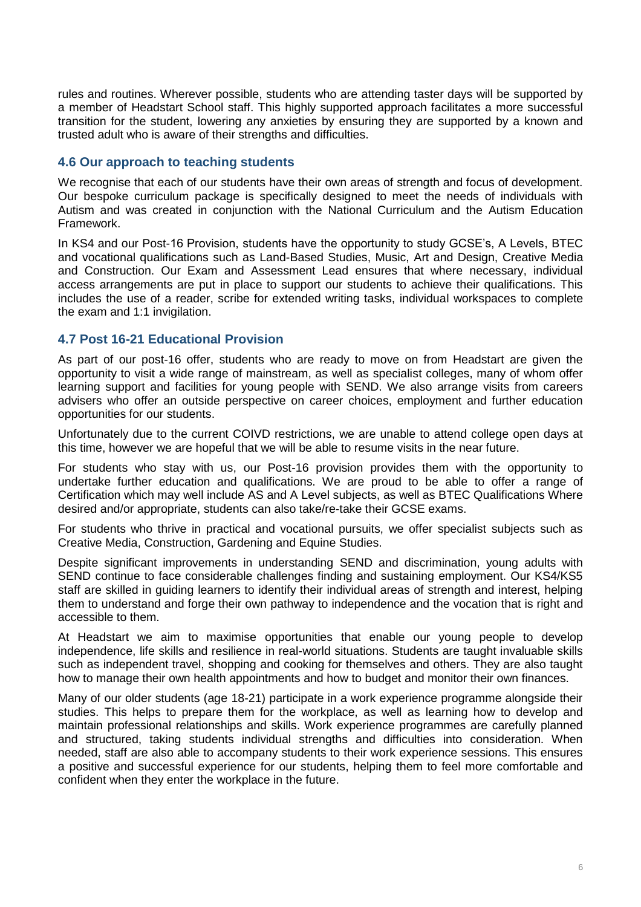rules and routines. Wherever possible, students who are attending taster days will be supported by a member of Headstart School staff. This highly supported approach facilitates a more successful transition for the student, lowering any anxieties by ensuring they are supported by a known and trusted adult who is aware of their strengths and difficulties.

### 4.6 Our approach to teaching students

We recognise that each of our students have their own areas of strength and focus of development. Our bespoke curriculum package is specifically designed to meet the needs of individuals with Autism and was created in conjunction with the National Curriculum and the Autism Education Framework.

In KS4 and our Post-16 Provision, students have the opportunity to study GCSE's, A Levels, BTEC and vocational qualifications such as Land-Based Studies, Music, Art and Design, Creative Media and Construction. Our Exam and Assessment Lead ensures that where necessary, individual access arrangements are put in place to support our students to achieve their qualifications. This includes the use of a reader, scribe for extended writing tasks, individual workspaces to complete the exam and 1:1 invigilation.

### 4.7 Post 16-21 Educational Provision

As part of our post-16 offer, students who are ready to move on from Headstart are given the opportunity to visit a wide range of mainstream, as well as specialist colleges, many of whom offer learning support and facilities for young people with SEND. We also arrange visits from careers advisers who offer an outside perspective on career choices, employment and further education opportunities for our students.

Unfortunately due to the current COIVD restrictions, we are unable to attend college open days at this time, however we are hopeful that we will be able to resume visits in the near future.

For students who stay with us, our Post-16 provision provides them with the opportunity to undertake further education and qualifications. We are proud to be able to offer a range of Certification which may well include AS and A Level subjects, as well as BTEC Qualifications Where desired and/or appropriate, students can also take/re-take their GCSE exams.

For students who thrive in practical and vocational pursuits, we offer specialist subjects such as Creative Media, Construction, Gardening and Equine Studies.

Despite significant improvements in understanding SEND and discrimination, young adults with SEND continue to face considerable challenges finding and sustaining employment. Our KS4/KS5 staff are skilled in guiding learners to identify their individual areas of strength and interest, helping them to understand and forge their own pathway to independence and the vocation that is right and accessible to them.

At Headstart we aim to maximise opportunities that enable our young people to develop independence, life skills and resilience in real-world situations. Students are taught invaluable skills such as independent travel, shopping and cooking for themselves and others. They are also taught how to manage their own health appointments and how to budget and monitor their own finances.

Many of our older students (age 18-21) participate in a work experience programme alongside their studies. This helps to prepare them for the workplace, as well as learning how to develop and maintain professional relationships and skills. Work experience programmes are carefully planned and structured, taking students individual strengths and difficulties into consideration. When needed, staff are also able to accompany students to their work experience sessions. This ensures a positive and successful experience for our students, helping them to feel more comfortable and confident when they enter the workplace in the future.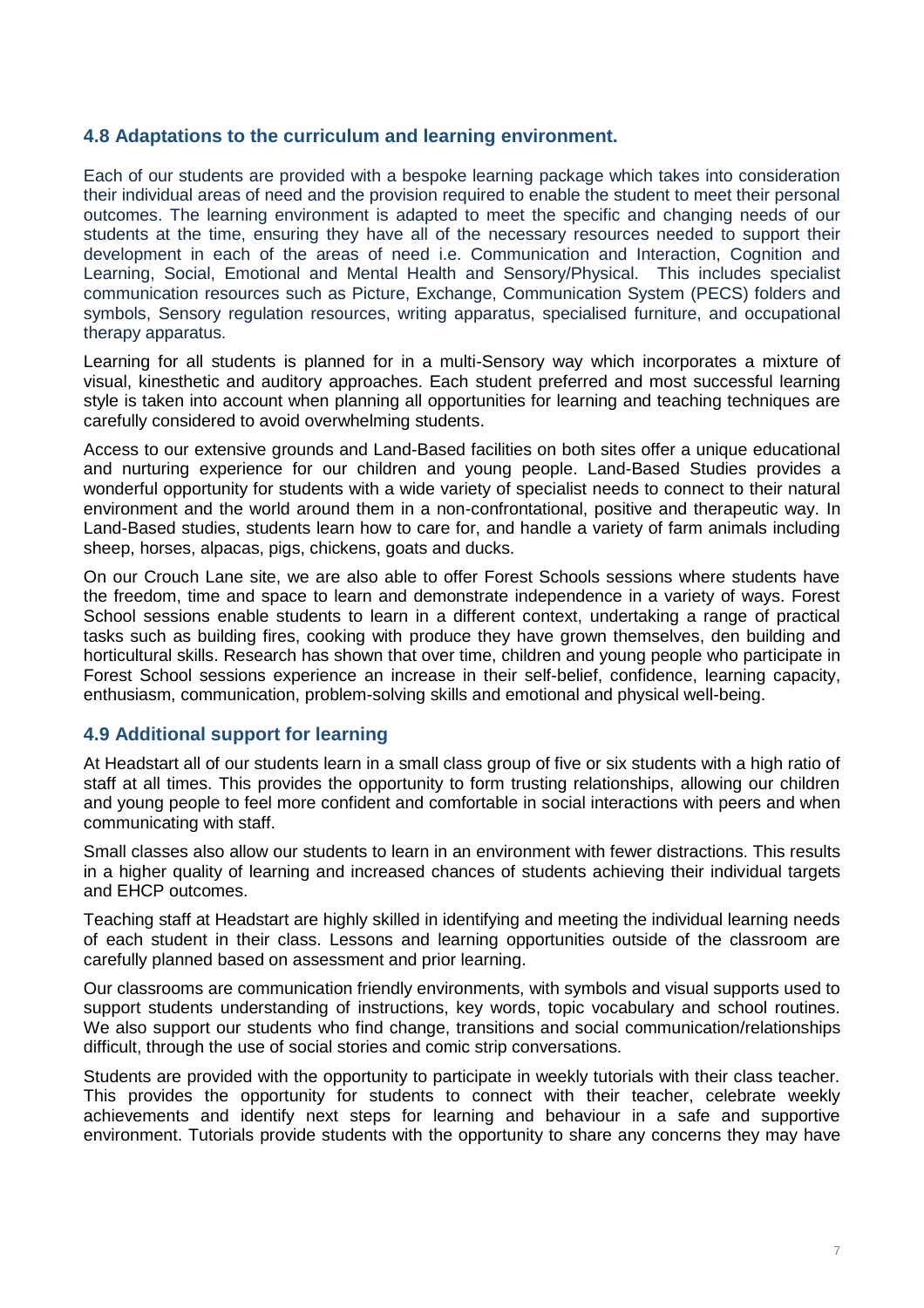## 4.8 Adaptations to the curriculum and learning environment.

Each of our students are provided with a bespoke learning package which takes into consideration their individual areas of need and the provision required to enable the student to meet their personal outcomes. The learning environment is adapted to meet the specific and changing needs of our students at the time, ensuring they have all of the necessary resources needed to support their development in each of the areas of need i.e. Communication and Interaction, Cognition and Learning, Social, Emotional and Mental Health and Sensory/Physical. This includes specialist communication resources such as Picture, Exchange, Communication System (PECS) folders and symbols, Sensory regulation resources, writing apparatus, specialised furniture, and occupational therapy apparatus.

Learning for all students is planned for in a multi-Sensory way which incorporates a mixture of visual, kinesthetic and auditory approaches. Each student preferred and most successful learning style is taken into account when planning all opportunities for learning and teaching techniques are carefully considered to avoid overwhelming students.

Access to our extensive grounds and Land-Based facilities on both sites offer a unique educational and nurturing experience for our children and young people. Land-Based Studies provides a wonderful opportunity for students with a wide variety of specialist needs to connect to their natural environment and the world around them in a non-confrontational, positive and therapeutic way. In Land-Based studies, students learn how to care for, and handle a variety of farm animals including sheep, horses, alpacas, pigs, chickens, goats and ducks.

On our Crouch Lane site, we are also able to offer Forest Schools sessions where students have the freedom, time and space to learn and demonstrate independence in a variety of ways. Forest School sessions enable students to learn in a different context, undertaking a range of practical tasks such as building fires, cooking with produce they have grown themselves, den building and horticultural skills. Research has shown that over time, children and young people who participate in Forest School sessions experience an increase in their self-belief, confidence, learning capacity, enthusiasm, communication, problem-solving skills and emotional and physical well-being.

## 4.9 Additional support for learning

At Headstart all of our students learn in a small class group of five or six students with a high ratio of staff at all times. This provides the opportunity to form trusting relationships, allowing our children and young people to feel more confident and comfortable in social interactions with peers and when communicating with staff.

Small classes also allow our students to learn in an environment with fewer distractions. This results in a higher quality of learning and increased chances of students achieving their individual targets and EHCP outcomes.

Teaching staff at Headstart are highly skilled in identifying and meeting the individual learning needs of each student in their class. Lessons and learning opportunities outside of the classroom are carefully planned based on assessment and prior learning.

Our classrooms are communication friendly environments, with symbols and visual supports used to support students understanding of instructions, key words, topic vocabulary and school routines. We also support our students who find change, transitions and social communication/relationships difficult, through the use of social stories and comic strip conversations.

Students are provided with the opportunity to participate in weekly tutorials with their class teacher. This provides the opportunity for students to connect with their teacher, celebrate weekly achievements and identify next steps for learning and behaviour in a safe and supportive environment. Tutorials provide students with the opportunity to share any concerns they may have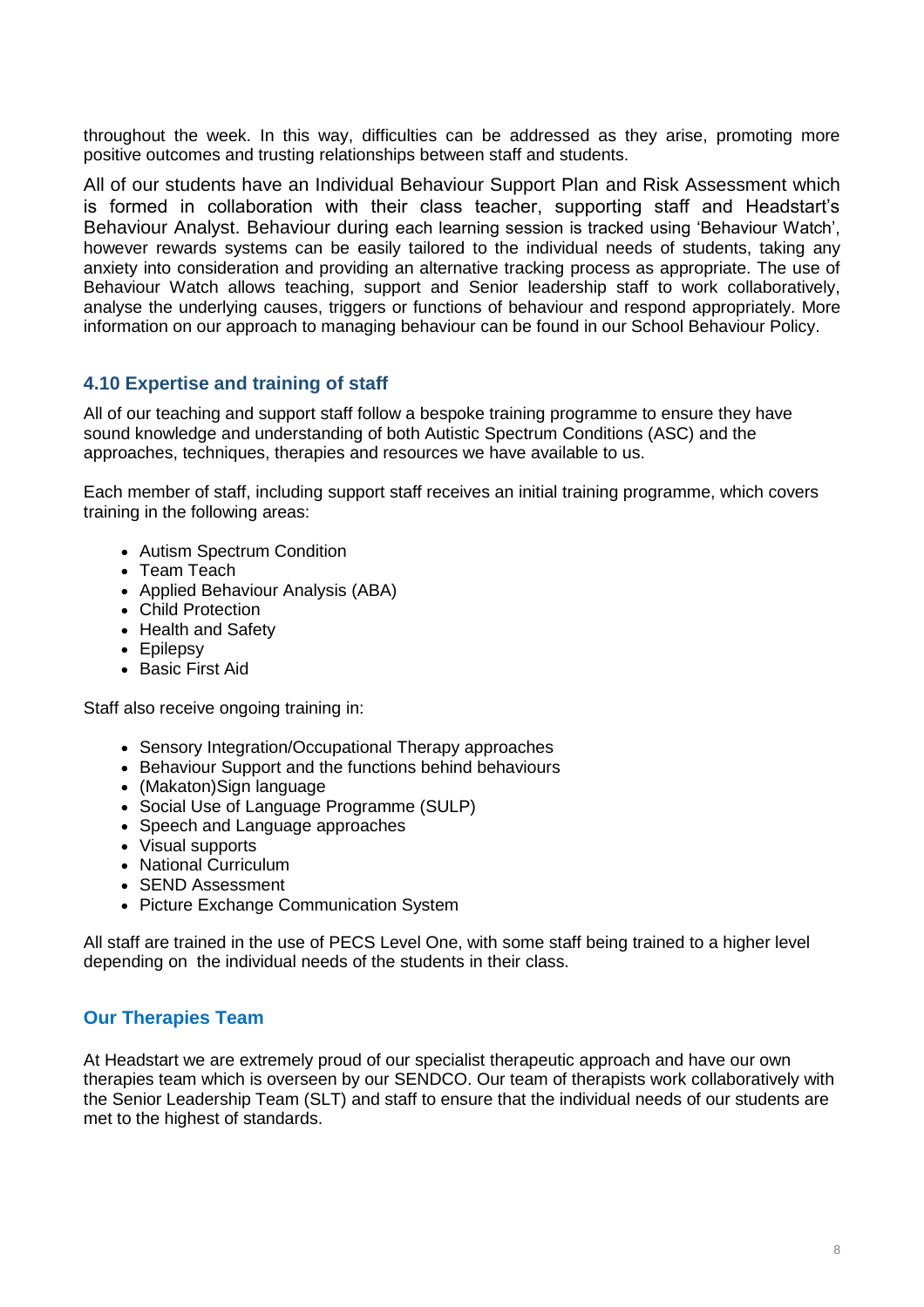throughout the week. In this way, difficulties can be addressed as they arise, promoting more positive outcomes and trusting relationships between staff and students.

All of our students have an Individual Behaviour Support Plan and Risk Assessment which is formed in collaboration with their class teacher, supporting staff and Headstart's Behaviour Analyst. Behaviour during each learning session is tracked using 'Behaviour Watch', however rewards systems can be easily tailored to the individual needs of students, taking any anxiety into consideration and providing an alternative tracking process as appropriate. The use of Behaviour Watch allows teaching, support and Senior leadership staff to work collaboratively, analyse the underlying causes, triggers or functions of behaviour and respond appropriately. More information on our approach to managing behaviour can be found in our School Behaviour Policy.

### 4.10 Expertise and training of staff

All of our teaching and support staff follow a bespoke training programme to ensure they have sound knowledge and understanding of both Autistic Spectrum Conditions (ASC) and the approaches, techniques, therapies and resources we have available to us.

Each member of staff, including support staff receives an initial training programme, which covers training in the following areas:

- Autism Spectrum Condition
- Team Teach
- Applied Behaviour Analysis (ABA)
- Child Protection
- Health and Safety
- Epilepsy
- Basic First Aid

Staff also receive ongoing training in:

- Sensory Integration/Occupational Therapy approaches
- Behaviour Support and the functions behind behaviours
- (Makaton)Sign language
- Social Use of Language Programme (SULP)
- Speech and Language approaches
- Visual supports
- National Curriculum
- SEND Assessment
- Picture Exchange Communication System

All staff are trained in the use of PECS Level One, with some staff being trained to a higher level depending on the individual needs of the students in their class.

### Our Therapies Team

At Headstart we are extremely proud of our specialist therapeutic approach and have our own therapies team which is overseen by our SENDCO. Our team of therapists work collaboratively with the Senior Leadership Team (SLT) and staff to ensure that the individual needs of our students are met to the highest of standards.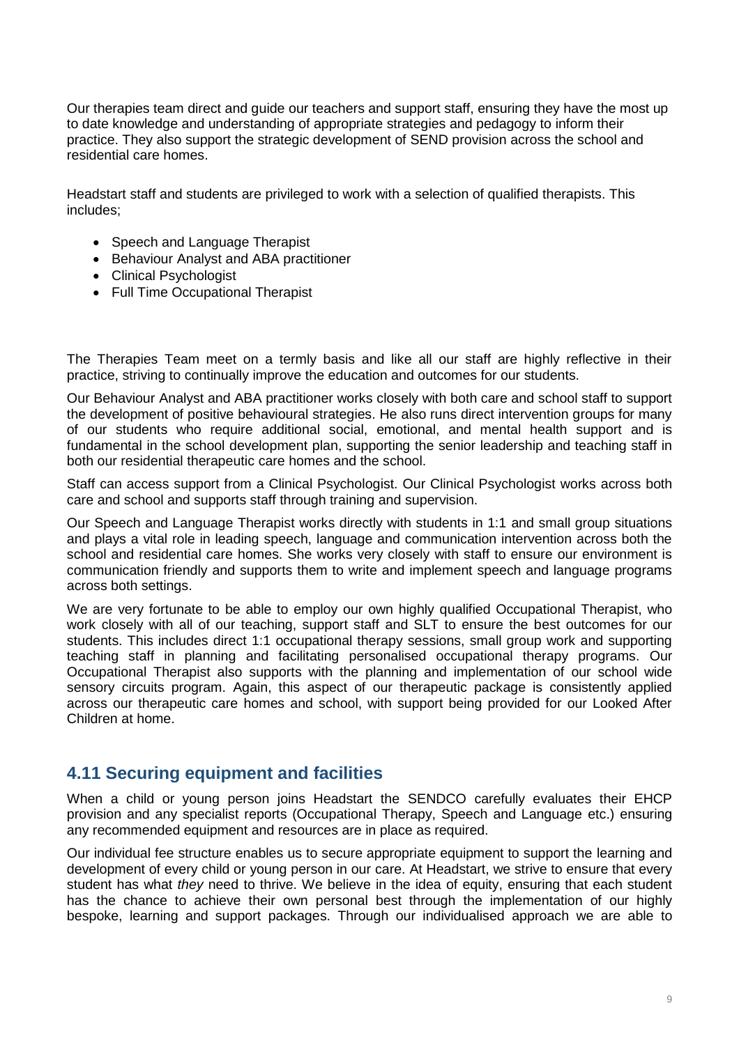Our therapies team direct and guide our teachers and support staff, ensuring they have the most up to date knowledge and understanding of appropriate strategies and pedagogy to inform their practice. They also support the strategic development of SEND provision across the school and residential care homes.

Headstart staff and students are privileged to work with a selection of qualified therapists. This includes;

- Speech and Language Therapist
- Behaviour Analyst and ABA practitioner
- Clinical Psychologist
- Full Time Occupational Therapist

The Therapies Team meet on a termly basis and like all our staff are highly reflective in their practice, striving to continually improve the education and outcomes for our students.

Our Behaviour Analyst and ABA practitioner works closely with both care and school staff to support the development of positive behavioural strategies. He also runs direct intervention groups for many of our students who require additional social, emotional, and mental health support and is fundamental in the school development plan, supporting the senior leadership and teaching staff in both our residential therapeutic care homes and the school.

Staff can access support from a Clinical Psychologist. Our Clinical Psychologist works across both care and school and supports staff through training and supervision.

Our Speech and Language Therapist works directly with students in 1:1 and small group situations and plays a vital role in leading speech, language and communication intervention across both the school and residential care homes. She works very closely with staff to ensure our environment is communication friendly and supports them to write and implement speech and language programs across both settings.

We are very fortunate to be able to employ our own highly qualified Occupational Therapist, who work closely with all of our teaching, support staff and SLT to ensure the best outcomes for our students. This includes direct 1:1 occupational therapy sessions, small group work and supporting teaching staff in planning and facilitating personalised occupational therapy programs. Our Occupational Therapist also supports with the planning and implementation of our school wide sensory circuits program. Again, this aspect of our therapeutic package is consistently applied across our therapeutic care homes and school, with support being provided for our Looked After Children at home.

## 4.11 Securing equipment and facilities

When a child or young person joins Headstart the SENDCO carefully evaluates their EHCP provision and any specialist reports (Occupational Therapy, Speech and Language etc.) ensuring any recommended equipment and resources are in place as required.

Our individual fee structure enables us to secure appropriate equipment to support the learning and development of every child or young person in our care. At Headstart, we strive to ensure that every student has what *they* need to thrive. We believe in the idea of equity, ensuring that each student has the chance to achieve their own personal best through the implementation of our highly bespoke, learning and support packages. Through our individualised approach we are able to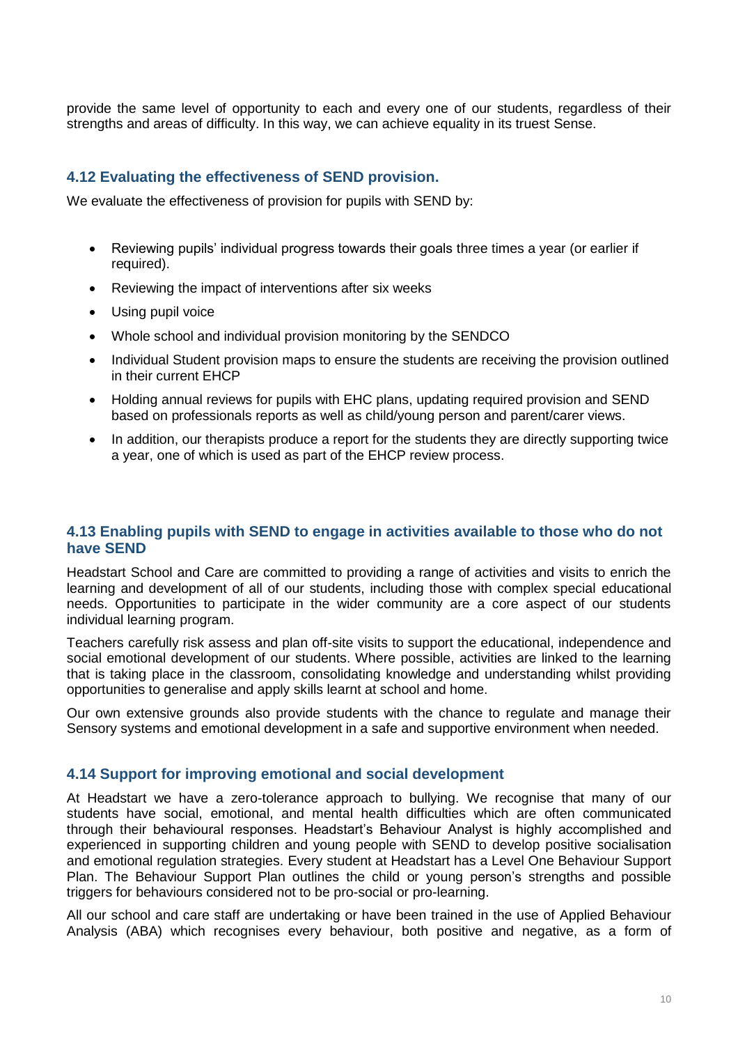provide the same level of opportunity to each and every one of our students, regardless of their strengths and areas of difficulty. In this way, we can achieve equality in its truest Sense.

### 4.12 Evaluating the effectiveness of SEND provision.

We evaluate the effectiveness of provision for pupils with SEND by:

- Reviewing pupils' individual progress towards their goals three times a year (or earlier if required).
- Reviewing the impact of interventions after six weeks
- Using pupil voice
- Whole school and individual provision monitoring by the SENDCO
- Individual Student provision maps to ensure the students are receiving the provision outlined in their current EHCP
- Holding annual reviews for pupils with EHC plans, updating required provision and SEND based on professionals reports as well as child/young person and parent/carer views.
- In addition, our therapists produce a report for the students they are directly supporting twice a year, one of which is used as part of the EHCP review process.

### 4.13 Enabling pupils with SEND to engage in activities available to those who do not have SEND

Headstart School and Care are committed to providing a range of activities and visits to enrich the learning and development of all of our students, including those with complex special educational needs. Opportunities to participate in the wider community are a core aspect of our students individual learning program.

Teachers carefully risk assess and plan off-site visits to support the educational, independence and social emotional development of our students. Where possible, activities are linked to the learning that is taking place in the classroom, consolidating knowledge and understanding whilst providing opportunities to generalise and apply skills learnt at school and home.

Our own extensive grounds also provide students with the chance to regulate and manage their Sensory systems and emotional development in a safe and supportive environment when needed.

### 4.14 Support for improving emotional and social development

At Headstart we have a zero-tolerance approach to bullying. We recognise that many of our students have social, emotional, and mental health difficulties which are often communicated through their behavioural responses. Headstart's Behaviour Analyst is highly accomplished and experienced in supporting children and young people with SEND to develop positive socialisation and emotional regulation strategies. Every student at Headstart has a Level One Behaviour Support Plan. The Behaviour Support Plan outlines the child or young person's strengths and possible triggers for behaviours considered not to be pro-social or pro-learning.

All our school and care staff are undertaking or have been trained in the use of Applied Behaviour Analysis (ABA) which recognises every behaviour, both positive and negative, as a form of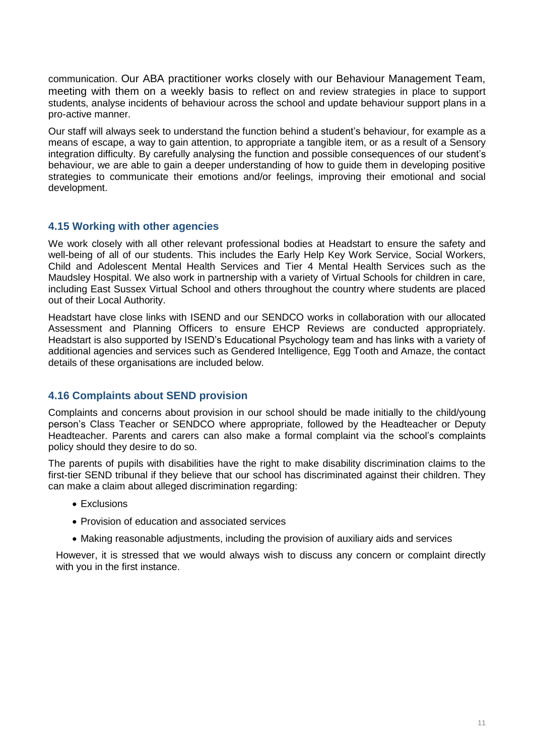communication. Our ABA practitioner works closely with our Behaviour Management Team, meeting with them on a weekly basis to reflect on and review strategies in place to support students, analyse incidents of behaviour across the school and update behaviour support plans in a pro-active manner.

Our staff will always seek to understand the function behind a student's behaviour, for example as a means of escape, a way to gain attention, to appropriate a tangible item, or as a result of a Sensory integration difficulty. By carefully analysing the function and possible consequences of our student's behaviour, we are able to gain a deeper understanding of how to guide them in developing positive strategies to communicate their emotions and/or feelings, improving their emotional and social development.

### 4.15 Working with other agencies

We work closely with all other relevant professional bodies at Headstart to ensure the safety and well-being of all of our students. This includes the Early Help Key Work Service, Social Workers, Child and Adolescent Mental Health Services and Tier 4 Mental Health Services such as the Maudsley Hospital. We also work in partnership with a variety of Virtual Schools for children in care, including East Sussex Virtual School and others throughout the country where students are placed out of their Local Authority.

Headstart have close links with ISEND and our SENDCO works in collaboration with our allocated Assessment and Planning Officers to ensure EHCP Reviews are conducted appropriately. Headstart is also supported by ISEND's Educational Psychology team and has links with a variety of additional agencies and services such as Gendered Intelligence, Egg Tooth and Amaze, the contact details of these organisations are included below.

### 4.16 Complaints about SEND provision

Complaints and concerns about provision in our school should be made initially to the child/young person's Class Teacher or SENDCO where appropriate, followed by the Headteacher or Deputy Headteacher. Parents and carers can also make a formal complaint via the school's complaints policy should they desire to do so.

The parents of pupils with disabilities have the right to make disability discrimination claims to the first-tier SEND tribunal if they believe that our school has discriminated against their children. They can make a claim about alleged discrimination regarding:

- Exclusions
- Provision of education and associated services
- Making reasonable adjustments, including the provision of auxiliary aids and services

However, it is stressed that we would always wish to discuss any concern or complaint directly with you in the first instance.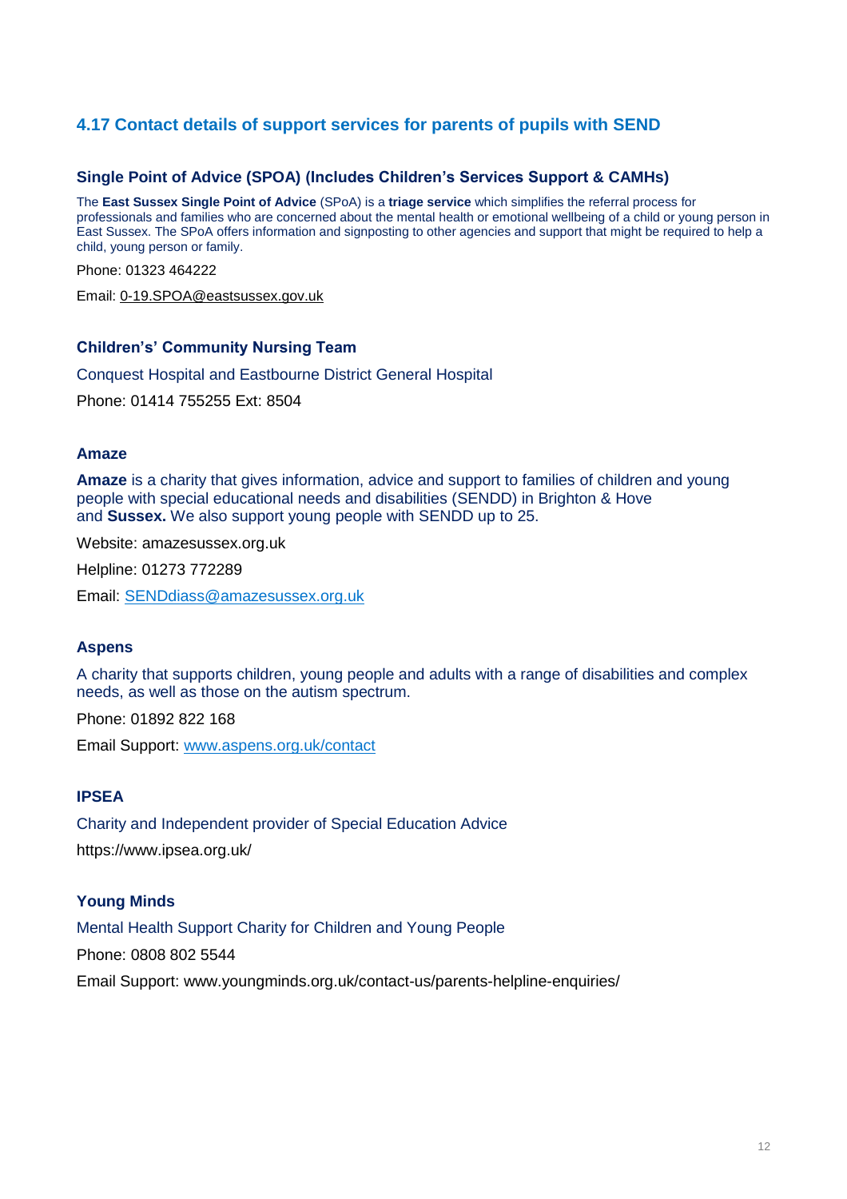## 4.17 Contact details of support services for parents of pupils with SEND

### Single Point of Advice (SPOA) (Includes Children's Services Support & CAMHs)

The **East Sussex Single Point of Advice** (SPoA) is a **triage service** which simplifies the referral process for professionals and families who are concerned about the mental health or emotional wellbeing of a child or young person in East Sussex. The SPoA offers information and signposting to other agencies and support that might be required to help a child, young person or family.

Phone: 01323 464222

Email: 0-19.SPOA@eastsussex.gov.uk

### Children's' Community Nursing Team

Conquest Hospital and Eastbourne District General Hospital

Phone: 01414 755255 Ext: 8504

### Amaze

**Amaze** is a charity that gives information, advice and support to families of children and young people with special educational needs and disabilities (SENDD) in Brighton & Hove and **Sussex.** We also support young people with SENDD up to 25.

Website: amazesussex.org.uk

Helpline: 01273 772289

Email: SENDdiass@amazesussex.org.uk

### Aspens

A charity that supports children, young people and adults with a range of disabilities and complex needs, as well as those on the autism spectrum.

Phone: 01892 822 168

Email Support: www.aspens.org.uk/contact

### IPSEA

Charity and Independent provider of Special Education Advice

https://www.ipsea.org.uk/

### Young Minds

Mental Health Support Charity for Children and Young People

Phone: 0808 802 5544

Email Support: www.youngminds.org.uk/contact-us/parents-helpline-enquiries/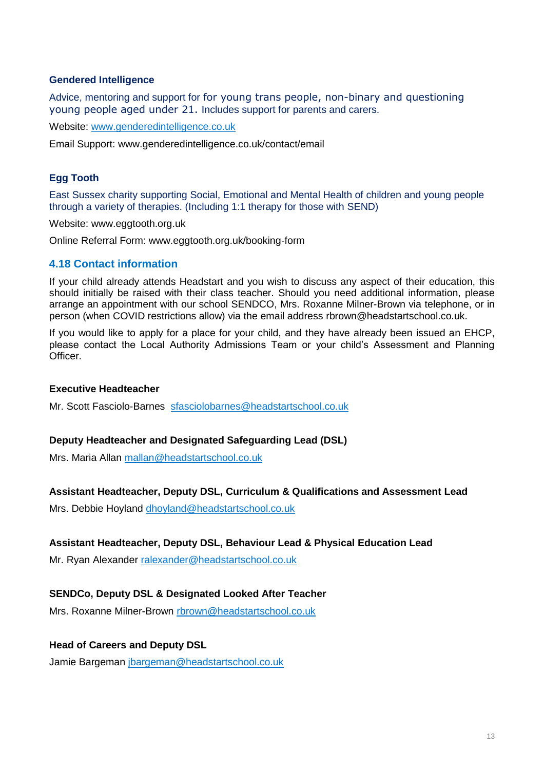**Gendered Intelligence**

Advice, mentoring and support for for young trans people, non-binary and questioning young people aged under 21. Includes support for parents and carers.

Website: www.genderedintelligence.co.uk

Email Support: www.genderedintelligence.co.uk/contact/email

**Egg Tooth**

East Sussex charity supporting Social, Emotional and Mental Health of children and young people through a variety of therapies. (Including 1:1 therapy for those with SEND)

Website: www.eggtooth.org.uk

Online Referral Form: www.eggtooth.org.uk/booking-form

## 4.18 Contact information

If your child already attends Headstart and you wish to discuss any aspect of their education, this should initially be raised with their class teacher. Should you need additional information, please arrange an appointment with our school SENDCO, Mrs. Roxanne Milner-Brown via telephone, or in person (when COVID restrictions allow) via the email address rbrown@headstartschool.co.uk.

If you would like to apply for a place for your child, and they have already been issued an EHCP, please contact the Local Authority Admissions Team or your child's Assessment and Planning Officer.

**Executive Headteacher**

Mr. Scott Fasciolo-Barnes sfasciolobarnes@headstartschool.co.uk

**Deputy Headteacher and Designated Safeguarding Lead (DSL)**

Mrs. Maria Allan mallan@headstartschool.co.uk

**Assistant Headteacher, Deputy DSL, Curriculum & Qualifications and Assessment Lead**

Mrs. Debbie Hoyland dhoyland@headstartschool.co.uk

**Assistant Headteacher, Deputy DSL, Behaviour Lead & Physical Education Lead**

Mr. Ryan Alexander ralexander@headstartschool.co.uk

**SENDCo, Deputy DSL & Designated Looked After Teacher**

Mrs. Roxanne Milner-Brown rbrown@headstartschool.co.uk

**Head of Careers and Deputy DSL**

Jamie Bargeman jbargeman@headstartschool.co.uk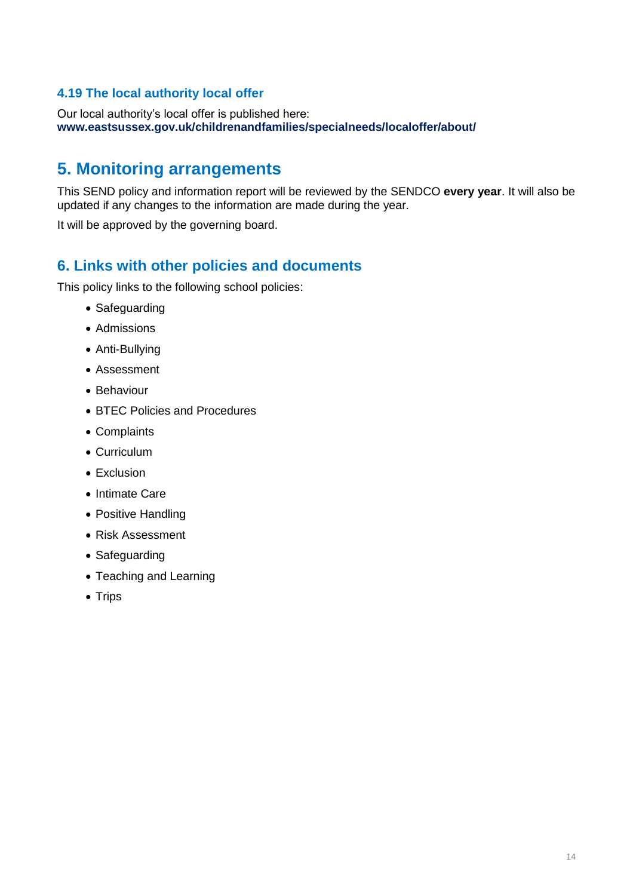### 4.19 The local authority local offer

Our local authority's local offer is published here:
**www.eastsussex.gov.uk/childrenandfamilies/specialneeds/localoffer/about/**

## 5. Monitoring arrangements

This SEND policy and information report will be reviewed by the SENDCO **every year**. It will also be updated if any changes to the information are made during the year.

It will be approved by the governing board.

## 6. Links with other policies and documents

This policy links to the following school policies:

- Safeguarding
- Admissions
- Anti-Bullying
- Assessment
- Behaviour
- BTEC Policies and Procedures
- Complaints
- Curriculum
- Exclusion
- Intimate Care
- Positive Handling
- Risk Assessment
- Safeguarding
- Teaching and Learning
- Trips